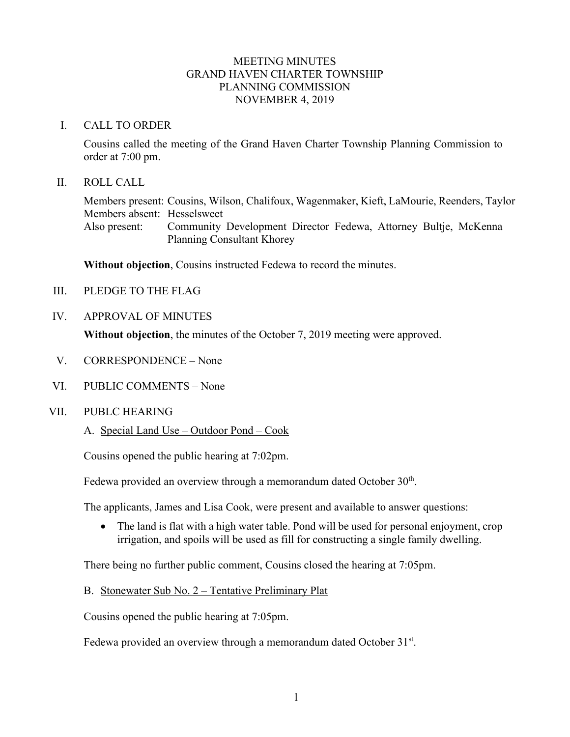# MEETING MINUTES
# GRAND HAVEN CHARTER TOWNSHIP
# PLANNING COMMISSION
# NOVEMBER 4, 2019

## I. CALL TO ORDER

Cousins called the meeting of the Grand Haven Charter Township Planning Commission to order at 7:00 pm.

## II. ROLL CALL

Members present: Cousins, Wilson, Chalifoux, Wagenmaker, Kieft, LaMourie, Reenders, Taylor
Members absent: Hesselsweet
Also present: Community Development Director Fedewa, Attorney Bultje, McKenna Planning Consultant Khorey

**Without objection**, Cousins instructed Fedewa to record the minutes.

## III. PLEDGE TO THE FLAG

## IV. APPROVAL OF MINUTES

**Without objection**, the minutes of the October 7, 2019 meeting were approved.

## V. CORRESPONDENCE – None

## VI. PUBLIC COMMENTS – None

## VII. PUBLC HEARING

### A. Special Land Use – Outdoor Pond – Cook

Cousins opened the public hearing at 7:02pm.

Fedewa provided an overview through a memorandum dated October 30th.

The applicants, James and Lisa Cook, were present and available to answer questions:

- The land is flat with a high water table. Pond will be used for personal enjoyment, crop irrigation, and spoils will be used as fill for constructing a single family dwelling.

There being no further public comment, Cousins closed the hearing at 7:05pm.

### B. Stonewater Sub No. 2 – Tentative Preliminary Plat

Cousins opened the public hearing at 7:05pm.

Fedewa provided an overview through a memorandum dated October 31st.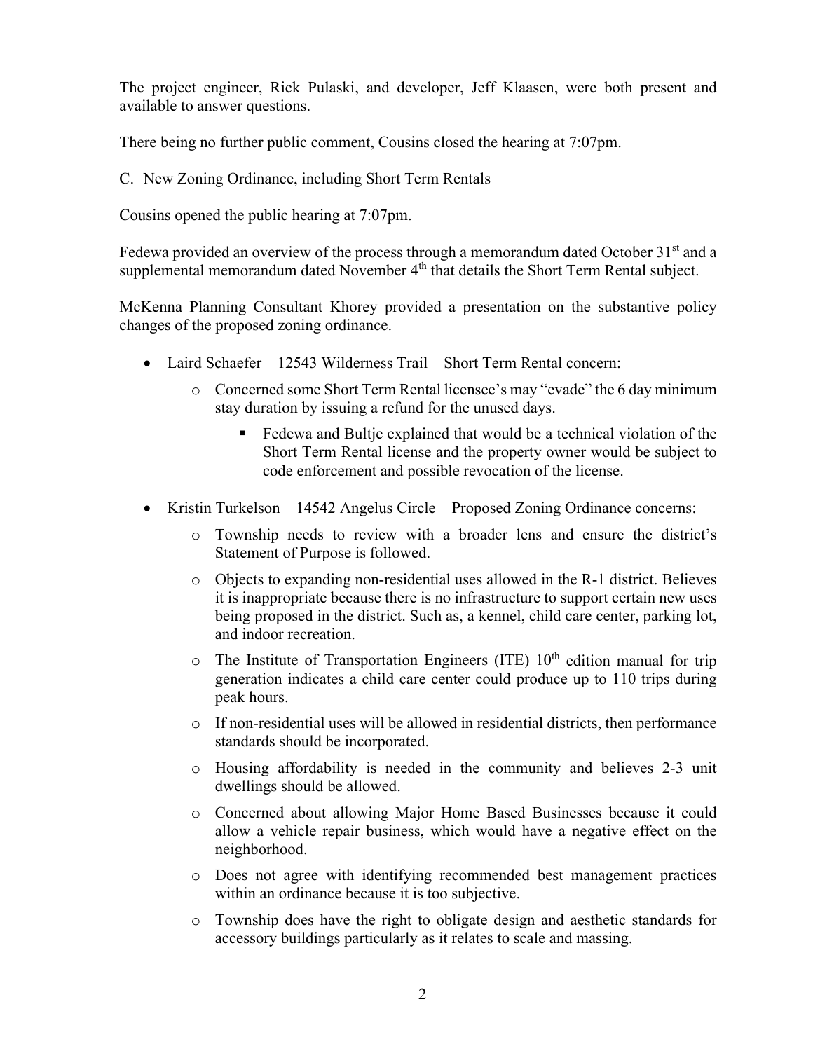The project engineer, Rick Pulaski, and developer, Jeff Klaasen, were both present and available to answer questions.

There being no further public comment, Cousins closed the hearing at 7:07pm.

C. New Zoning Ordinance, including Short Term Rentals

Cousins opened the public hearing at 7:07pm.

Fedewa provided an overview of the process through a memorandum dated October 31st and a supplemental memorandum dated November 4th that details the Short Term Rental subject.

McKenna Planning Consultant Khorey provided a presentation on the substantive policy changes of the proposed zoning ordinance.

- Laird Schaefer – 12543 Wilderness Trail – Short Term Rental concern:
  - Concerned some Short Term Rental licensee's may "evade" the 6 day minimum stay duration by issuing a refund for the unused days.
    - Fedewa and Bultje explained that would be a technical violation of the Short Term Rental license and the property owner would be subject to code enforcement and possible revocation of the license.
- Kristin Turkelson – 14542 Angelus Circle – Proposed Zoning Ordinance concerns:
  - Township needs to review with a broader lens and ensure the district's Statement of Purpose is followed.
  - Objects to expanding non-residential uses allowed in the R-1 district. Believes it is inappropriate because there is no infrastructure to support certain new uses being proposed in the district. Such as, a kennel, child care center, parking lot, and indoor recreation.
  - The Institute of Transportation Engineers (ITE) 10th edition manual for trip generation indicates a child care center could produce up to 110 trips during peak hours.
  - If non-residential uses will be allowed in residential districts, then performance standards should be incorporated.
  - Housing affordability is needed in the community and believes 2-3 unit dwellings should be allowed.
  - Concerned about allowing Major Home Based Businesses because it could allow a vehicle repair business, which would have a negative effect on the neighborhood.
  - Does not agree with identifying recommended best management practices within an ordinance because it is too subjective.
  - Township does have the right to obligate design and aesthetic standards for accessory buildings particularly as it relates to scale and massing.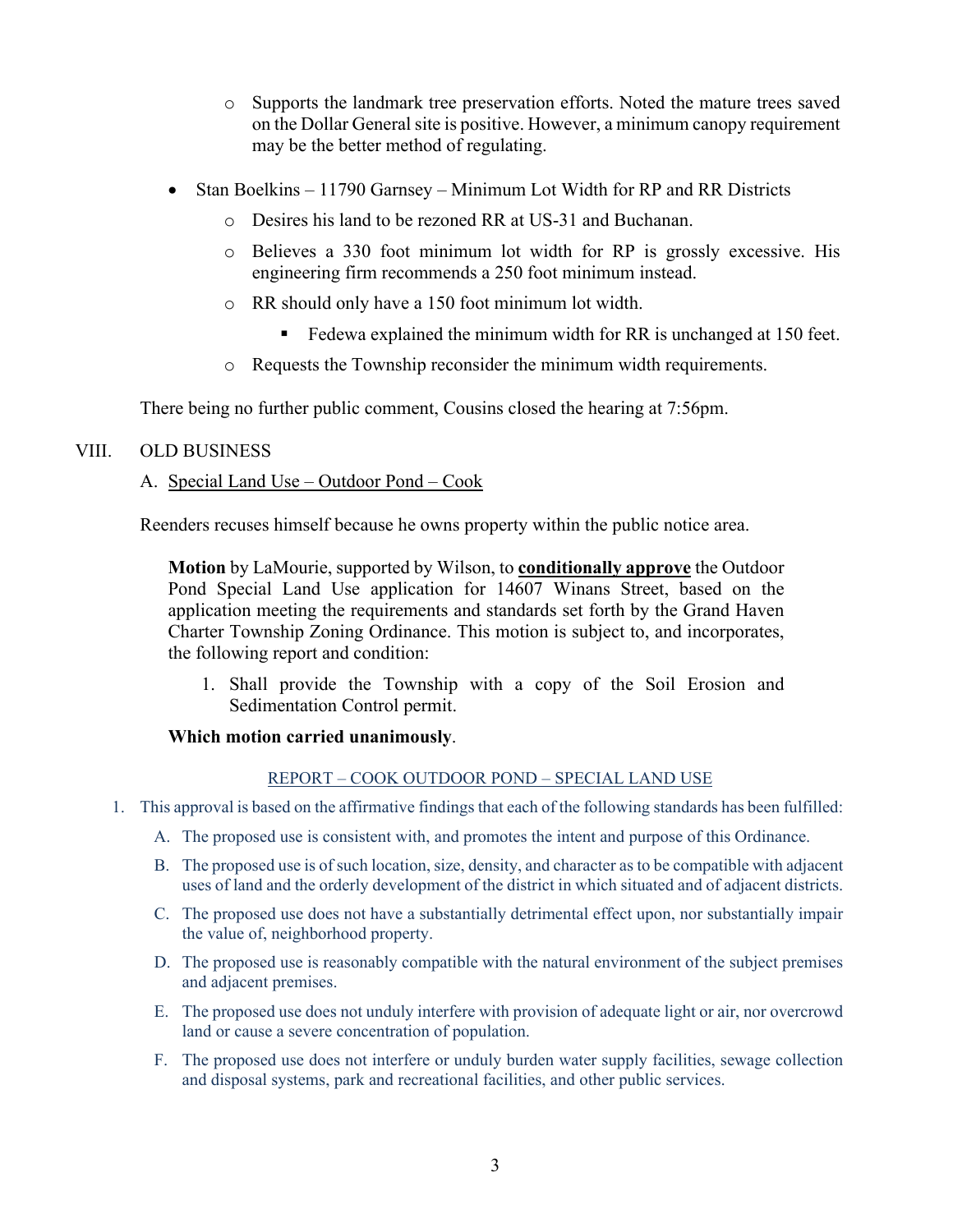- Supports the landmark tree preservation efforts. Noted the mature trees saved on the Dollar General site is positive. However, a minimum canopy requirement may be the better method of regulating.

- Stan Boelkins – 11790 Garnsey – Minimum Lot Width for RP and RR Districts
    - Desires his land to be rezoned RR at US-31 and Buchanan.
    - Believes a 330 foot minimum lot width for RP is grossly excessive. His engineering firm recommends a 250 foot minimum instead.
    - RR should only have a 150 foot minimum lot width.
        - Fedewa explained the minimum width for RR is unchanged at 150 feet.
    - Requests the Township reconsider the minimum width requirements.

There being no further public comment, Cousins closed the hearing at 7:56pm.

VIII. OLD BUSINESS

A. Special Land Use – Outdoor Pond – Cook

Reenders recuses himself because he owns property within the public notice area.

> **Motion** by LaMourie, supported by Wilson, to **conditionally approve** the Outdoor Pond Special Land Use application for 14607 Winans Street, based on the application meeting the requirements and standards set forth by the Grand Haven Charter Township Zoning Ordinance. This motion is subject to, and incorporates, the following report and condition:
>
> 1. Shall provide the Township with a copy of the Soil Erosion and Sedimentation Control permit.
>
> **Which motion carried unanimously**.

REPORT – COOK OUTDOOR POND – SPECIAL LAND USE

1. This approval is based on the affirmative findings that each of the following standards has been fulfilled:
    A. The proposed use is consistent with, and promotes the intent and purpose of this Ordinance.
    B. The proposed use is of such location, size, density, and character as to be compatible with adjacent uses of land and the orderly development of the district in which situated and of adjacent districts.
    C. The proposed use does not have a substantially detrimental effect upon, nor substantially impair the value of, neighborhood property.
    D. The proposed use is reasonably compatible with the natural environment of the subject premises and adjacent premises.
    E. The proposed use does not unduly interfere with provision of adequate light or air, nor overcrowd land or cause a severe concentration of population.
    F. The proposed use does not interfere or unduly burden water supply facilities, sewage collection and disposal systems, park and recreational facilities, and other public services.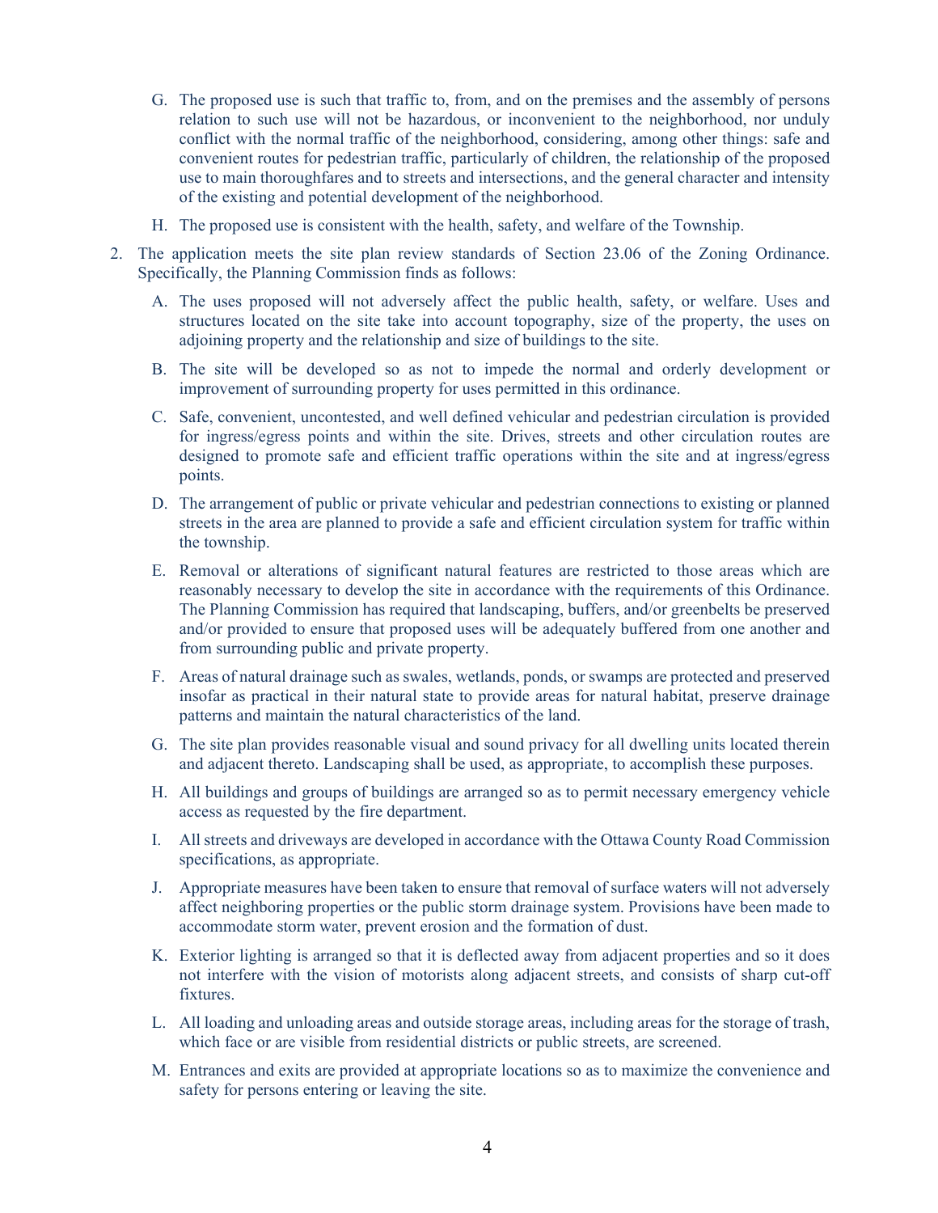G. The proposed use is such that traffic to, from, and on the premises and the assembly of persons relation to such use will not be hazardous, or inconvenient to the neighborhood, nor unduly conflict with the normal traffic of the neighborhood, considering, among other things: safe and convenient routes for pedestrian traffic, particularly of children, the relationship of the proposed use to main thoroughfares and to streets and intersections, and the general character and intensity of the existing and potential development of the neighborhood.

H. The proposed use is consistent with the health, safety, and welfare of the Township.

2. The application meets the site plan review standards of Section 23.06 of the Zoning Ordinance. Specifically, the Planning Commission finds as follows:

   A. The uses proposed will not adversely affect the public health, safety, or welfare. Uses and structures located on the site take into account topography, size of the property, the uses on adjoining property and the relationship and size of buildings to the site.

   B. The site will be developed so as not to impede the normal and orderly development or improvement of surrounding property for uses permitted in this ordinance.

   C. Safe, convenient, uncontested, and well defined vehicular and pedestrian circulation is provided for ingress/egress points and within the site. Drives, streets and other circulation routes are designed to promote safe and efficient traffic operations within the site and at ingress/egress points.

   D. The arrangement of public or private vehicular and pedestrian connections to existing or planned streets in the area are planned to provide a safe and efficient circulation system for traffic within the township.

   E. Removal or alterations of significant natural features are restricted to those areas which are reasonably necessary to develop the site in accordance with the requirements of this Ordinance. The Planning Commission has required that landscaping, buffers, and/or greenbelts be preserved and/or provided to ensure that proposed uses will be adequately buffered from one another and from surrounding public and private property.

   F. Areas of natural drainage such as swales, wetlands, ponds, or swamps are protected and preserved insofar as practical in their natural state to provide areas for natural habitat, preserve drainage patterns and maintain the natural characteristics of the land.

   G. The site plan provides reasonable visual and sound privacy for all dwelling units located therein and adjacent thereto. Landscaping shall be used, as appropriate, to accomplish these purposes.

   H. All buildings and groups of buildings are arranged so as to permit necessary emergency vehicle access as requested by the fire department.

   I. All streets and driveways are developed in accordance with the Ottawa County Road Commission specifications, as appropriate.

   J. Appropriate measures have been taken to ensure that removal of surface waters will not adversely affect neighboring properties or the public storm drainage system. Provisions have been made to accommodate storm water, prevent erosion and the formation of dust.

   K. Exterior lighting is arranged so that it is deflected away from adjacent properties and so it does not interfere with the vision of motorists along adjacent streets, and consists of sharp cut-off fixtures.

   L. All loading and unloading areas and outside storage areas, including areas for the storage of trash, which face or are visible from residential districts or public streets, are screened.

   M. Entrances and exits are provided at appropriate locations so as to maximize the convenience and safety for persons entering or leaving the site.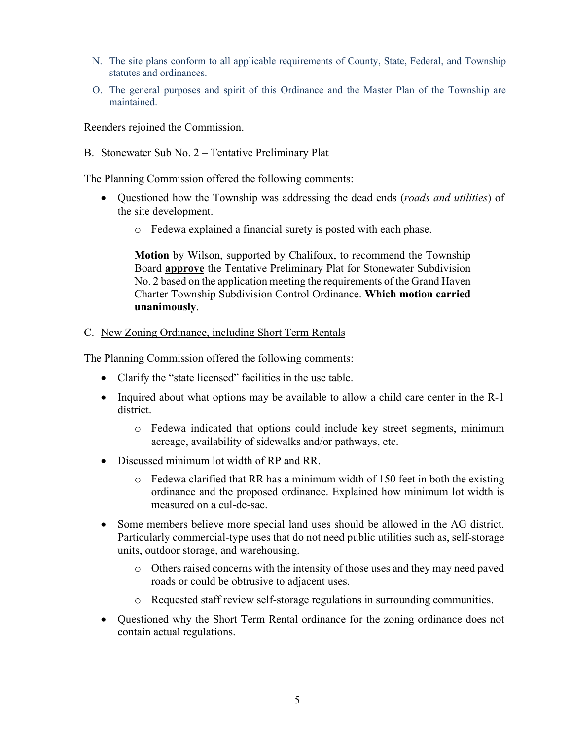N. The site plans conform to all applicable requirements of County, State, Federal, and Township statutes and ordinances.

O. The general purposes and spirit of this Ordinance and the Master Plan of the Township are maintained.

Reenders rejoined the Commission.

B. Stonewater Sub No. 2 – Tentative Preliminary Plat

The Planning Commission offered the following comments:

- Questioned how the Township was addressing the dead ends (*roads and utilities*) of the site development.
    - Fedewa explained a financial surety is posted with each phase.

    **Motion** by Wilson, supported by Chalifoux, to recommend the Township Board **approve** the Tentative Preliminary Plat for Stonewater Subdivision No. 2 based on the application meeting the requirements of the Grand Haven Charter Township Subdivision Control Ordinance. **Which motion carried unanimously**.

C. New Zoning Ordinance, including Short Term Rentals

The Planning Commission offered the following comments:

- Clarify the "state licensed" facilities in the use table.
- Inquired about what options may be available to allow a child care center in the R-1 district.
    - Fedewa indicated that options could include key street segments, minimum acreage, availability of sidewalks and/or pathways, etc.
- Discussed minimum lot width of RP and RR.
    - Fedewa clarified that RR has a minimum width of 150 feet in both the existing ordinance and the proposed ordinance. Explained how minimum lot width is measured on a cul-de-sac.
- Some members believe more special land uses should be allowed in the AG district. Particularly commercial-type uses that do not need public utilities such as, self-storage units, outdoor storage, and warehousing.
    - Others raised concerns with the intensity of those uses and they may need paved roads or could be obtrusive to adjacent uses.
    - Requested staff review self-storage regulations in surrounding communities.
- Questioned why the Short Term Rental ordinance for the zoning ordinance does not contain actual regulations.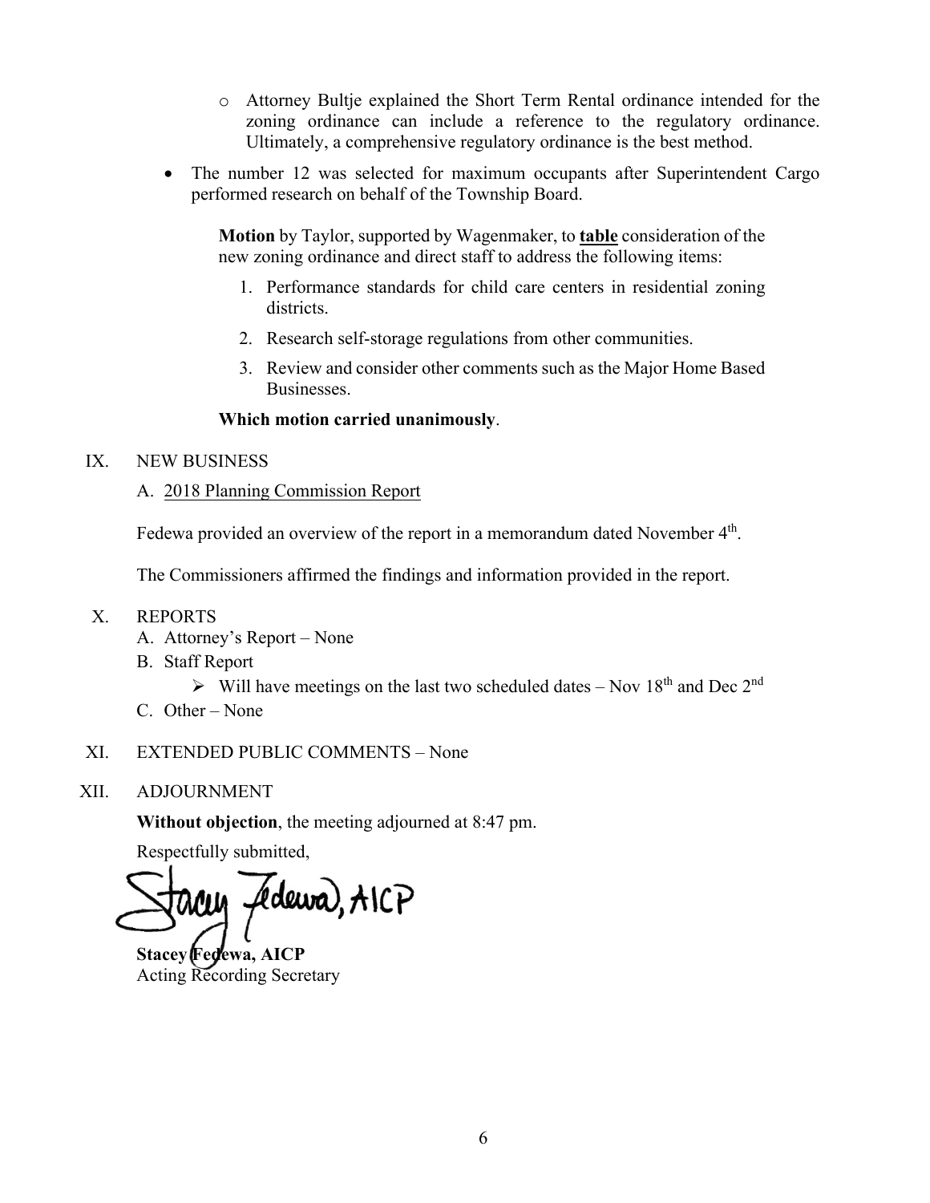- Attorney Bultje explained the Short Term Rental ordinance intended for the zoning ordinance can include a reference to the regulatory ordinance. Ultimately, a comprehensive regulatory ordinance is the best method.
- The number 12 was selected for maximum occupants after Superintendent Cargo performed research on behalf of the Township Board.

**Motion** by Taylor, supported by Wagenmaker, to **table** consideration of the new zoning ordinance and direct staff to address the following items:

1. Performance standards for child care centers in residential zoning districts.
2. Research self-storage regulations from other communities.
3. Review and consider other comments such as the Major Home Based Businesses.

**Which motion carried unanimously**.

IX. NEW BUSINESS

A. 2018 Planning Commission Report

Fedewa provided an overview of the report in a memorandum dated November 4th.

The Commissioners affirmed the findings and information provided in the report.

X. REPORTS

A. Attorney's Report – None

B. Staff Report

- Will have meetings on the last two scheduled dates – Nov 18th and Dec 2nd

C. Other – None

XI. EXTENDED PUBLIC COMMENTS – None

XII. ADJOURNMENT

**Without objection**, the meeting adjourned at 8:47 pm.

Respectfully submitted,

Stacey Fedewa, AICP

**Stacey Fedewa, AICP**
Acting Recording Secretary